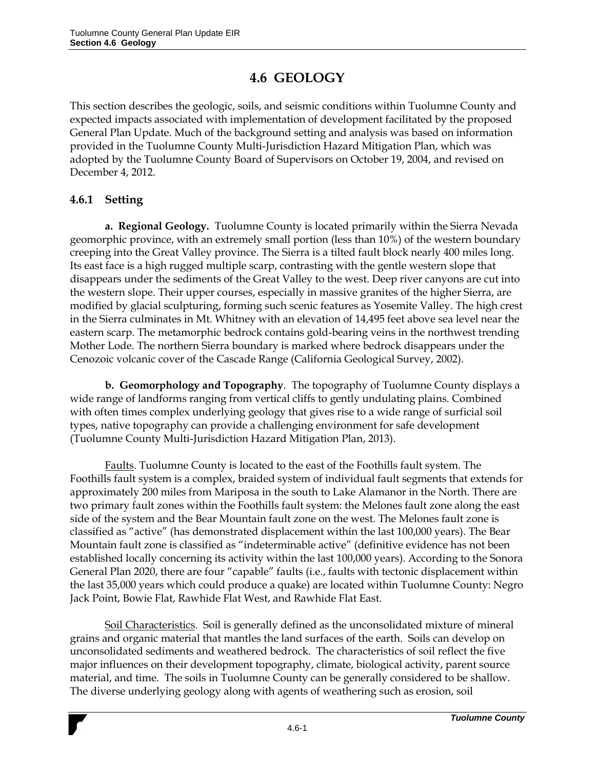# 4.6 GEOLOGY

This section describes the geologic, soils, and seismic conditions within Tuolumne County and expected impacts associated with implementation of development facilitated by the proposed General Plan Update. Much of the background setting and analysis was based on information provided in the Tuolumne County Multi-Jurisdiction Hazard Mitigation Plan, which was adopted by the Tuolumne County Board of Supervisors on October 19, 2004, and revised on December 4, 2012.

## 4.6.1 Setting

**a. Regional Geology.** Tuolumne County is located primarily within the Sierra Nevada geomorphic province, with an extremely small portion (less than 10%) of the western boundary creeping into the Great Valley province. The Sierra is a tilted fault block nearly 400 miles long. Its east face is a high rugged multiple scarp, contrasting with the gentle western slope that disappears under the sediments of the Great Valley to the west. Deep river canyons are cut into the western slope. Their upper courses, especially in massive granites of the higher Sierra, are modified by glacial sculpturing, forming such scenic features as Yosemite Valley. The high crest in the Sierra culminates in Mt. Whitney with an elevation of 14,495 feet above sea level near the eastern scarp. The metamorphic bedrock contains gold-bearing veins in the northwest trending Mother Lode. The northern Sierra boundary is marked where bedrock disappears under the Cenozoic volcanic cover of the Cascade Range (California Geological Survey, 2002).

**b. Geomorphology and Topography**. The topography of Tuolumne County displays a wide range of landforms ranging from vertical cliffs to gently undulating plains. Combined with often times complex underlying geology that gives rise to a wide range of surficial soil types, native topography can provide a challenging environment for safe development (Tuolumne County Multi-Jurisdiction Hazard Mitigation Plan, 2013).

<u>Faults</u>. Tuolumne County is located to the east of the Foothills fault system. The Foothills fault system is a complex, braided system of individual fault segments that extends for approximately 200 miles from Mariposa in the south to Lake Alamanor in the North. There are two primary fault zones within the Foothills fault system: the Melones fault zone along the east side of the system and the Bear Mountain fault zone on the west. The Melones fault zone is classified as "active" (has demonstrated displacement within the last 100,000 years). The Bear Mountain fault zone is classified as "indeterminable active" (definitive evidence has not been established locally concerning its activity within the last 100,000 years). According to the Sonora General Plan 2020, there are four "capable" faults (i.e., faults with tectonic displacement within the last 35,000 years which could produce a quake) are located within Tuolumne County: Negro Jack Point, Bowie Flat, Rawhide Flat West, and Rawhide Flat East.

<u>Soil Characteristics</u>. Soil is generally defined as the unconsolidated mixture of mineral grains and organic material that mantles the land surfaces of the earth. Soils can develop on unconsolidated sediments and weathered bedrock. The characteristics of soil reflect the five major influences on their development topography, climate, biological activity, parent source material, and time. The soils in Tuolumne County can be generally considered to be shallow. The diverse underlying geology along with agents of weathering such as erosion, soil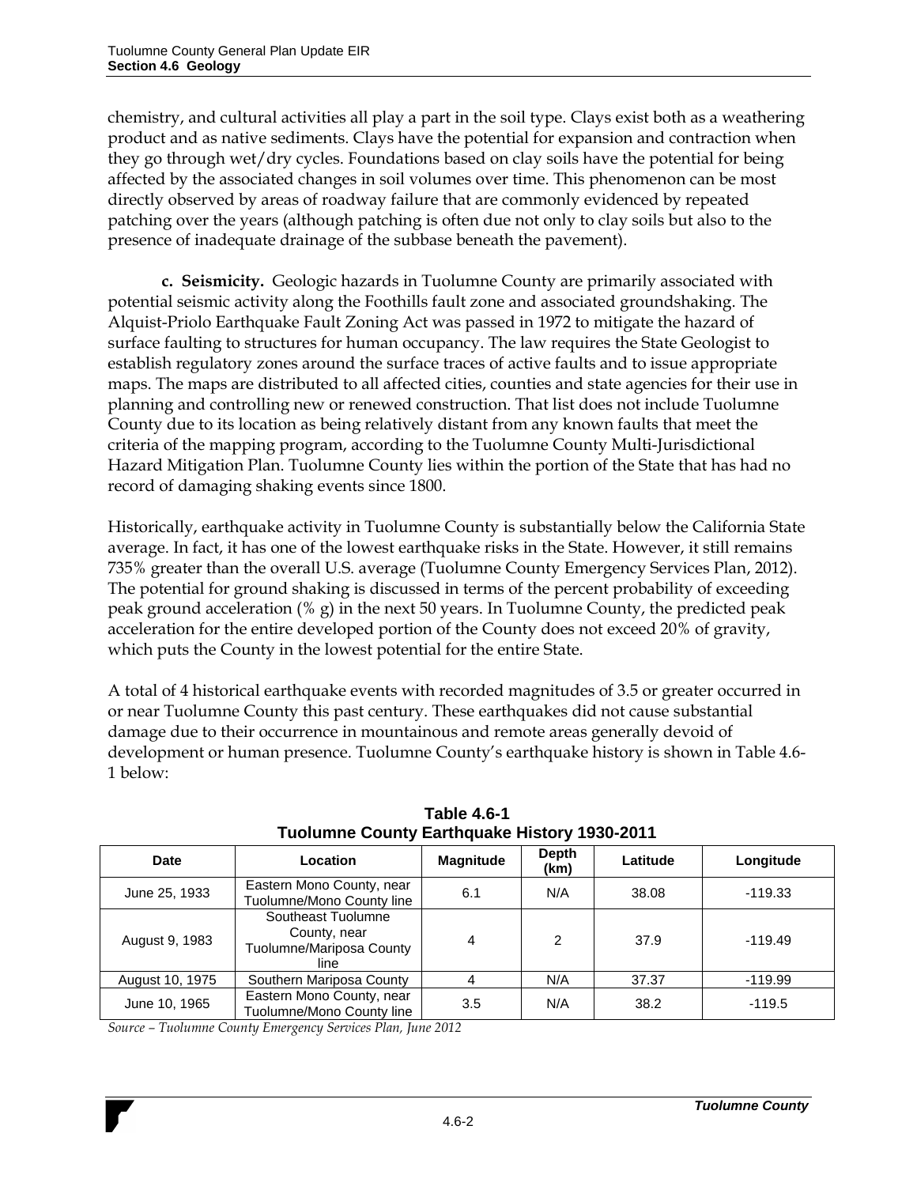chemistry, and cultural activities all play a part in the soil type. Clays exist both as a weathering product and as native sediments. Clays have the potential for expansion and contraction when they go through wet/dry cycles. Foundations based on clay soils have the potential for being affected by the associated changes in soil volumes over time. This phenomenon can be most directly observed by areas of roadway failure that are commonly evidenced by repeated patching over the years (although patching is often due not only to clay soils but also to the presence of inadequate drainage of the subbase beneath the pavement).

**c. Seismicity.** Geologic hazards in Tuolumne County are primarily associated with potential seismic activity along the Foothills fault zone and associated groundshaking. The Alquist-Priolo Earthquake Fault Zoning Act was passed in 1972 to mitigate the hazard of surface faulting to structures for human occupancy. The law requires the State Geologist to establish regulatory zones around the surface traces of active faults and to issue appropriate maps. The maps are distributed to all affected cities, counties and state agencies for their use in planning and controlling new or renewed construction. That list does not include Tuolumne County due to its location as being relatively distant from any known faults that meet the criteria of the mapping program, according to the Tuolumne County Multi-Jurisdictional Hazard Mitigation Plan. Tuolumne County lies within the portion of the State that has had no record of damaging shaking events since 1800.

Historically, earthquake activity in Tuolumne County is substantially below the California State average. In fact, it has one of the lowest earthquake risks in the State. However, it still remains 735% greater than the overall U.S. average (Tuolumne County Emergency Services Plan, 2012). The potential for ground shaking is discussed in terms of the percent probability of exceeding peak ground acceleration (% g) in the next 50 years. In Tuolumne County, the predicted peak acceleration for the entire developed portion of the County does not exceed 20% of gravity, which puts the County in the lowest potential for the entire State.

A total of 4 historical earthquake events with recorded magnitudes of 3.5 or greater occurred in or near Tuolumne County this past century. These earthquakes did not cause substantial damage due to their occurrence in mountainous and remote areas generally devoid of development or human presence. Tuolumne County's earthquake history is shown in Table 4.6-1 below:

**Table 4.6-1**
**Tuolumne County Earthquake History 1930-2011**

| Date | Location | Magnitude | Depth (km) | Latitude | Longitude |
|---|---|---|---|---|---|
| June 25, 1933 | Eastern Mono County, near Tuolumne/Mono County line | 6.1 | N/A | 38.08 | -119.33 |
| August 9, 1983 | Southeast Tuolumne County, near Tuolumne/Mariposa County line | 4 | 2 | 37.9 | -119.49 |
| August 10, 1975 | Southern Mariposa County | 4 | N/A | 37.37 | -119.99 |
| June 10, 1965 | Eastern Mono County, near Tuolumne/Mono County line | 3.5 | N/A | 38.2 | -119.5 |

*Source – Tuolumne County Emergency Services Plan, June 2012*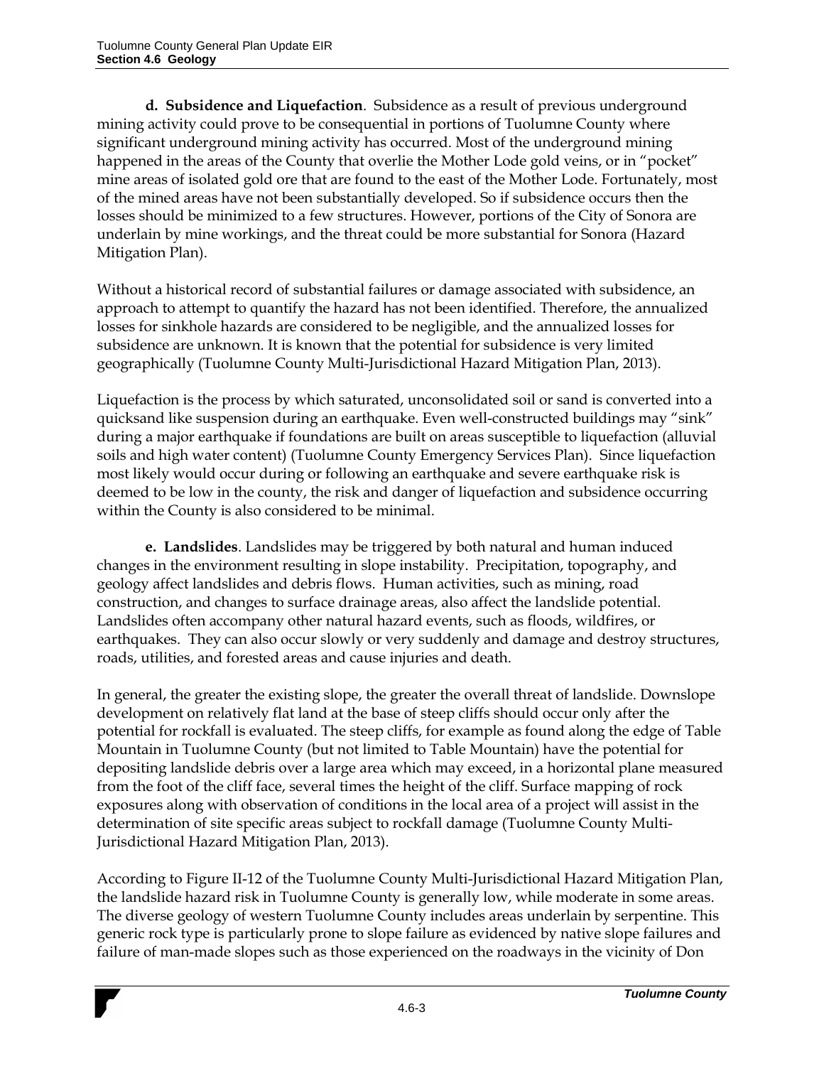**d. Subsidence and Liquefaction**. Subsidence as a result of previous underground mining activity could prove to be consequential in portions of Tuolumne County where significant underground mining activity has occurred. Most of the underground mining happened in the areas of the County that overlie the Mother Lode gold veins, or in "pocket" mine areas of isolated gold ore that are found to the east of the Mother Lode. Fortunately, most of the mined areas have not been substantially developed. So if subsidence occurs then the losses should be minimized to a few structures. However, portions of the City of Sonora are underlain by mine workings, and the threat could be more substantial for Sonora (Hazard Mitigation Plan).

Without a historical record of substantial failures or damage associated with subsidence, an approach to attempt to quantify the hazard has not been identified. Therefore, the annualized losses for sinkhole hazards are considered to be negligible, and the annualized losses for subsidence are unknown. It is known that the potential for subsidence is very limited geographically (Tuolumne County Multi-Jurisdictional Hazard Mitigation Plan, 2013).

Liquefaction is the process by which saturated, unconsolidated soil or sand is converted into a quicksand like suspension during an earthquake. Even well-constructed buildings may "sink" during a major earthquake if foundations are built on areas susceptible to liquefaction (alluvial soils and high water content) (Tuolumne County Emergency Services Plan). Since liquefaction most likely would occur during or following an earthquake and severe earthquake risk is deemed to be low in the county, the risk and danger of liquefaction and subsidence occurring within the County is also considered to be minimal.

**e. Landslides**. Landslides may be triggered by both natural and human induced changes in the environment resulting in slope instability. Precipitation, topography, and geology affect landslides and debris flows. Human activities, such as mining, road construction, and changes to surface drainage areas, also affect the landslide potential. Landslides often accompany other natural hazard events, such as floods, wildfires, or earthquakes. They can also occur slowly or very suddenly and damage and destroy structures, roads, utilities, and forested areas and cause injuries and death.

In general, the greater the existing slope, the greater the overall threat of landslide. Downslope development on relatively flat land at the base of steep cliffs should occur only after the potential for rockfall is evaluated. The steep cliffs, for example as found along the edge of Table Mountain in Tuolumne County (but not limited to Table Mountain) have the potential for depositing landslide debris over a large area which may exceed, in a horizontal plane measured from the foot of the cliff face, several times the height of the cliff. Surface mapping of rock exposures along with observation of conditions in the local area of a project will assist in the determination of site specific areas subject to rockfall damage (Tuolumne County Multi-Jurisdictional Hazard Mitigation Plan, 2013).

According to Figure II-12 of the Tuolumne County Multi-Jurisdictional Hazard Mitigation Plan, the landslide hazard risk in Tuolumne County is generally low, while moderate in some areas. The diverse geology of western Tuolumne County includes areas underlain by serpentine. This generic rock type is particularly prone to slope failure as evidenced by native slope failures and failure of man-made slopes such as those experienced on the roadways in the vicinity of Don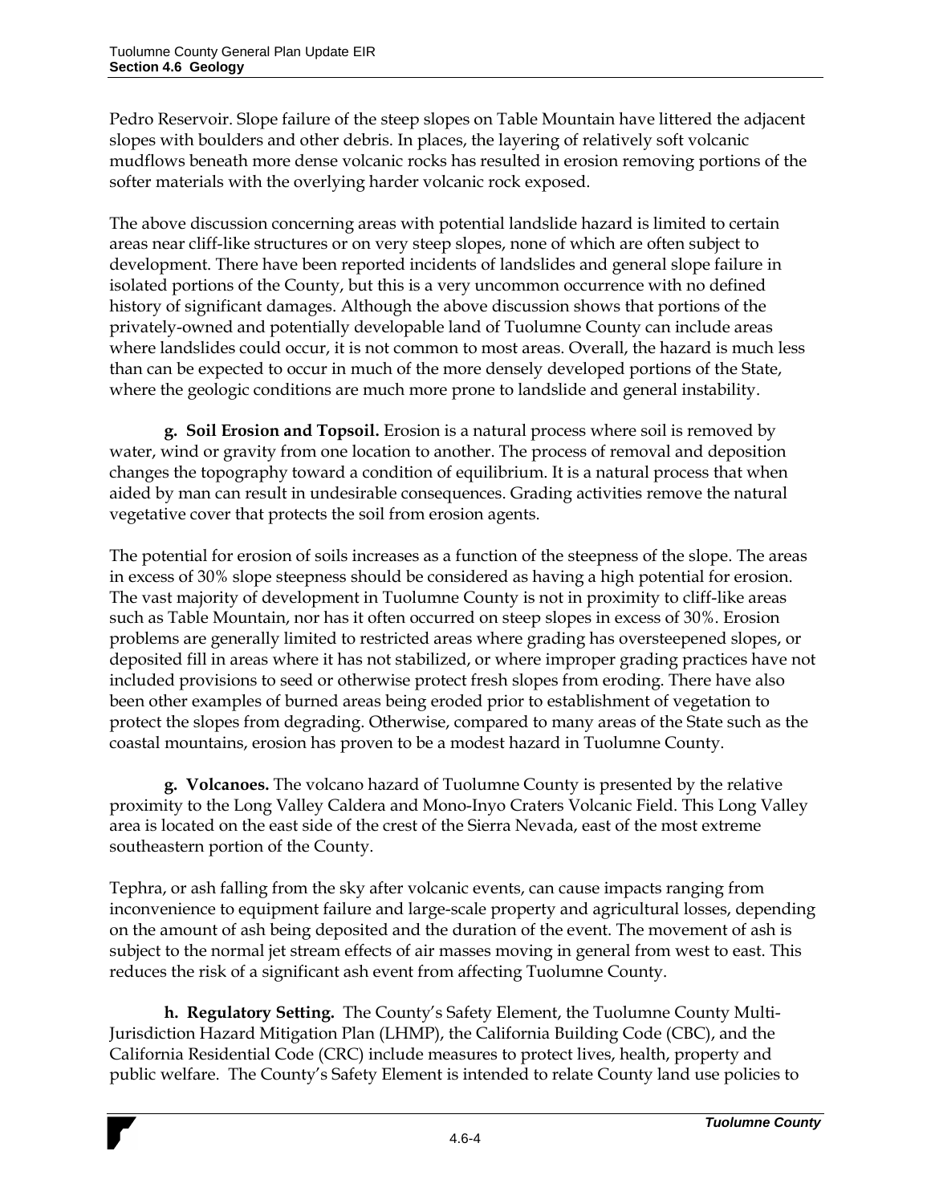Pedro Reservoir. Slope failure of the steep slopes on Table Mountain have littered the adjacent slopes with boulders and other debris. In places, the layering of relatively soft volcanic mudflows beneath more dense volcanic rocks has resulted in erosion removing portions of the softer materials with the overlying harder volcanic rock exposed.

The above discussion concerning areas with potential landslide hazard is limited to certain areas near cliff-like structures or on very steep slopes, none of which are often subject to development. There have been reported incidents of landslides and general slope failure in isolated portions of the County, but this is a very uncommon occurrence with no defined history of significant damages. Although the above discussion shows that portions of the privately-owned and potentially developable land of Tuolumne County can include areas where landslides could occur, it is not common to most areas. Overall, the hazard is much less than can be expected to occur in much of the more densely developed portions of the State, where the geologic conditions are much more prone to landslide and general instability.

**g. Soil Erosion and Topsoil.** Erosion is a natural process where soil is removed by water, wind or gravity from one location to another. The process of removal and deposition changes the topography toward a condition of equilibrium. It is a natural process that when aided by man can result in undesirable consequences. Grading activities remove the natural vegetative cover that protects the soil from erosion agents.

The potential for erosion of soils increases as a function of the steepness of the slope. The areas in excess of 30% slope steepness should be considered as having a high potential for erosion. The vast majority of development in Tuolumne County is not in proximity to cliff-like areas such as Table Mountain, nor has it often occurred on steep slopes in excess of 30%. Erosion problems are generally limited to restricted areas where grading has oversteepened slopes, or deposited fill in areas where it has not stabilized, or where improper grading practices have not included provisions to seed or otherwise protect fresh slopes from eroding. There have also been other examples of burned areas being eroded prior to establishment of vegetation to protect the slopes from degrading. Otherwise, compared to many areas of the State such as the coastal mountains, erosion has proven to be a modest hazard in Tuolumne County.

**g. Volcanoes.** The volcano hazard of Tuolumne County is presented by the relative proximity to the Long Valley Caldera and Mono-Inyo Craters Volcanic Field. This Long Valley area is located on the east side of the crest of the Sierra Nevada, east of the most extreme southeastern portion of the County.

Tephra, or ash falling from the sky after volcanic events, can cause impacts ranging from inconvenience to equipment failure and large-scale property and agricultural losses, depending on the amount of ash being deposited and the duration of the event. The movement of ash is subject to the normal jet stream effects of air masses moving in general from west to east. This reduces the risk of a significant ash event from affecting Tuolumne County.

**h. Regulatory Setting.** The County's Safety Element, the Tuolumne County Multi-Jurisdiction Hazard Mitigation Plan (LHMP), the California Building Code (CBC), and the California Residential Code (CRC) include measures to protect lives, health, property and public welfare. The County's Safety Element is intended to relate County land use policies to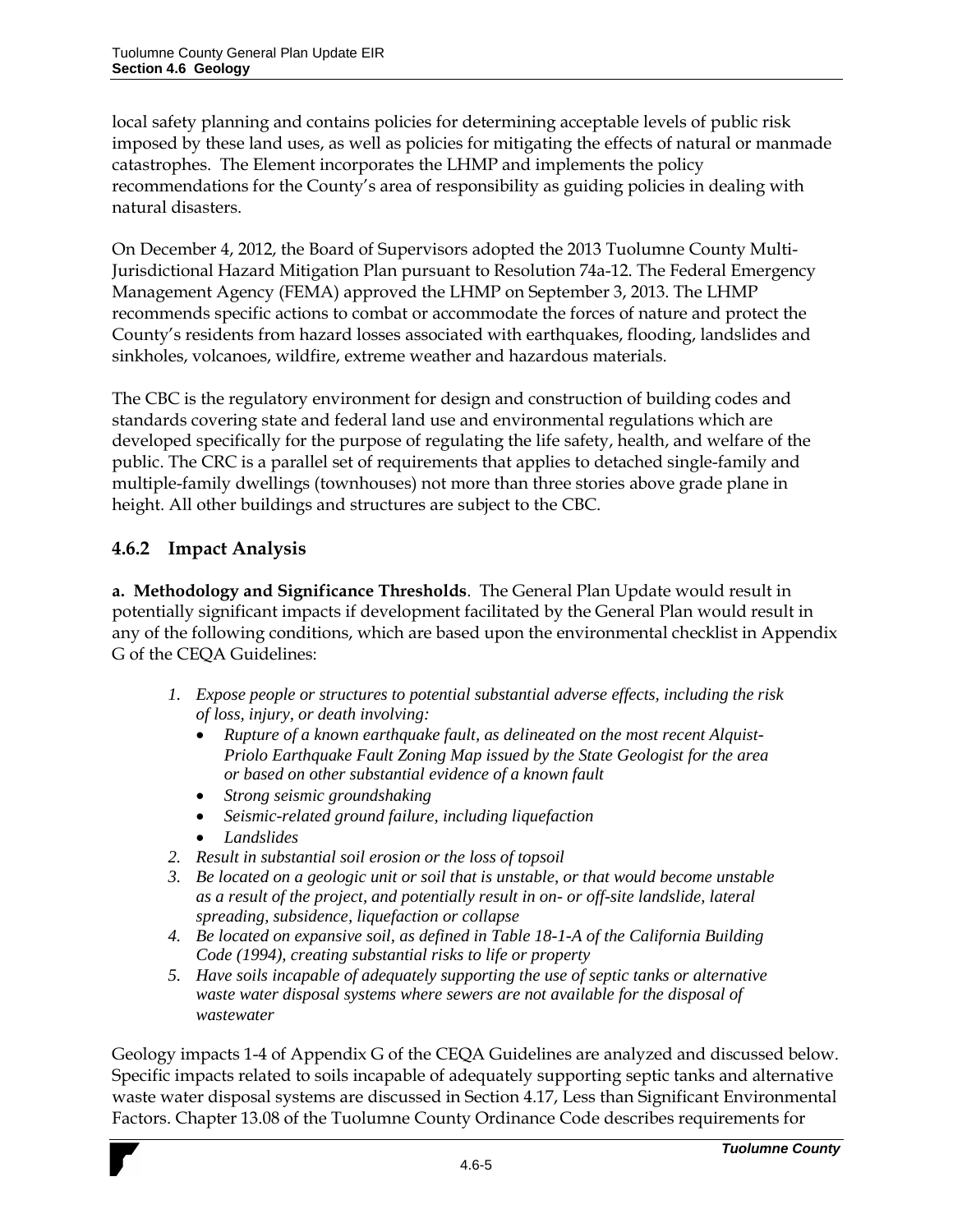local safety planning and contains policies for determining acceptable levels of public risk imposed by these land uses, as well as policies for mitigating the effects of natural or manmade catastrophes. The Element incorporates the LHMP and implements the policy recommendations for the County's area of responsibility as guiding policies in dealing with natural disasters.

On December 4, 2012, the Board of Supervisors adopted the 2013 Tuolumne County Multi-Jurisdictional Hazard Mitigation Plan pursuant to Resolution 74a-12. The Federal Emergency Management Agency (FEMA) approved the LHMP on September 3, 2013. The LHMP recommends specific actions to combat or accommodate the forces of nature and protect the County's residents from hazard losses associated with earthquakes, flooding, landslides and sinkholes, volcanoes, wildfire, extreme weather and hazardous materials.

The CBC is the regulatory environment for design and construction of building codes and standards covering state and federal land use and environmental regulations which are developed specifically for the purpose of regulating the life safety, health, and welfare of the public. The CRC is a parallel set of requirements that applies to detached single-family and multiple-family dwellings (townhouses) not more than three stories above grade plane in height. All other buildings and structures are subject to the CBC.

## 4.6.2 Impact Analysis

**a. Methodology and Significance Thresholds**. The General Plan Update would result in potentially significant impacts if development facilitated by the General Plan would result in any of the following conditions, which are based upon the environmental checklist in Appendix G of the CEQA Guidelines:

1. *Expose people or structures to potential substantial adverse effects, including the risk of loss, injury, or death involving:*
   - *Rupture of a known earthquake fault, as delineated on the most recent Alquist-Priolo Earthquake Fault Zoning Map issued by the State Geologist for the area or based on other substantial evidence of a known fault*
   - *Strong seismic groundshaking*
   - *Seismic-related ground failure, including liquefaction*
   - *Landslides*
2. *Result in substantial soil erosion or the loss of topsoil*
3. *Be located on a geologic unit or soil that is unstable, or that would become unstable as a result of the project, and potentially result in on- or off-site landslide, lateral spreading, subsidence, liquefaction or collapse*
4. *Be located on expansive soil, as defined in Table 18-1-A of the California Building Code (1994), creating substantial risks to life or property*
5. *Have soils incapable of adequately supporting the use of septic tanks or alternative waste water disposal systems where sewers are not available for the disposal of wastewater*

Geology impacts 1-4 of Appendix G of the CEQA Guidelines are analyzed and discussed below. Specific impacts related to soils incapable of adequately supporting septic tanks and alternative waste water disposal systems are discussed in Section 4.17, Less than Significant Environmental Factors. Chapter 13.08 of the Tuolumne County Ordinance Code describes requirements for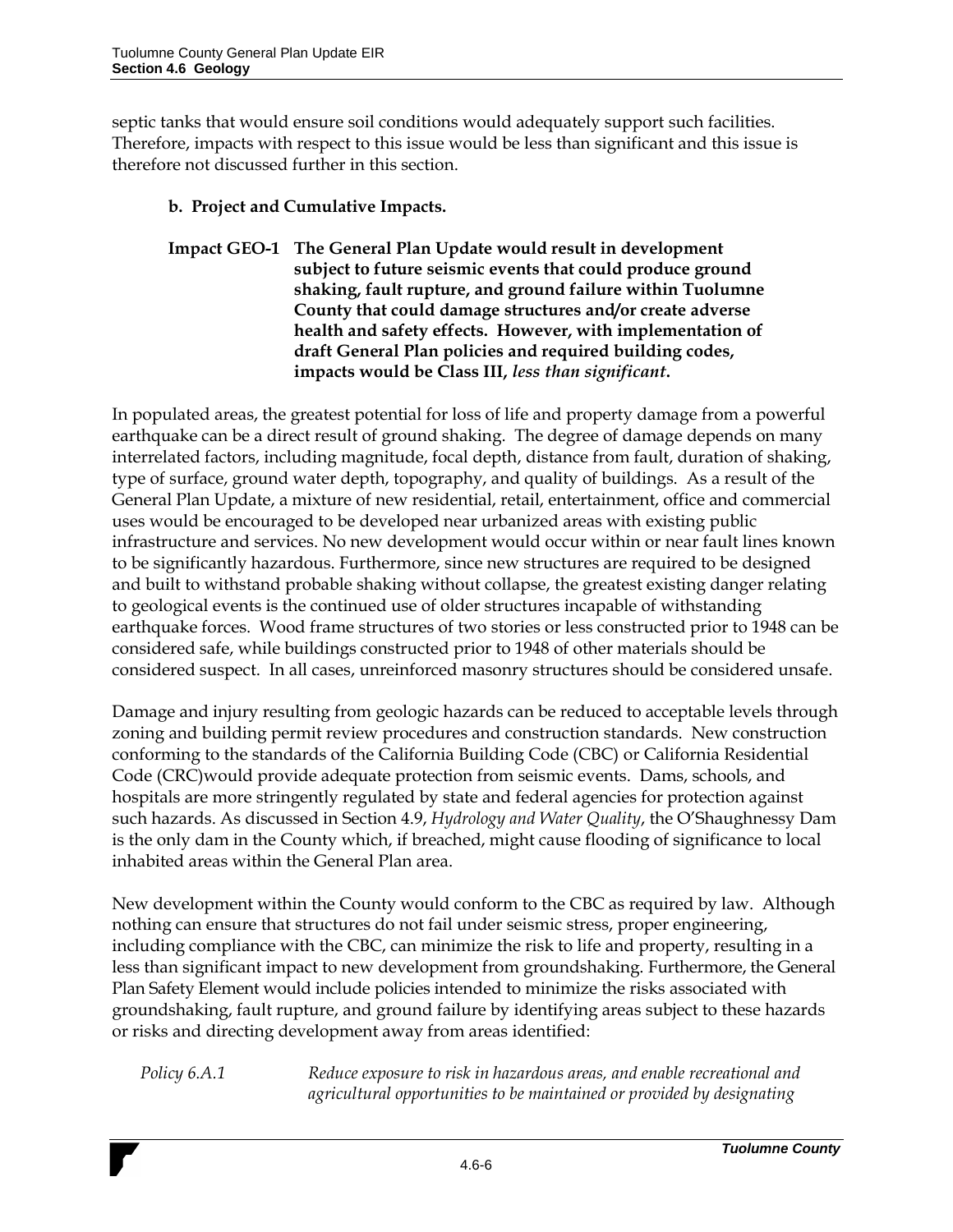septic tanks that would ensure soil conditions would adequately support such facilities. Therefore, impacts with respect to this issue would be less than significant and this issue is therefore not discussed further in this section.

**b. Project and Cumulative Impacts.**

**Impact GEO-1 The General Plan Update would result in development subject to future seismic events that could produce ground shaking, fault rupture, and ground failure within Tuolumne County that could damage structures and/or create adverse health and safety effects. However, with implementation of draft General Plan policies and required building codes, impacts would be Class III, *less than significant*.**

In populated areas, the greatest potential for loss of life and property damage from a powerful earthquake can be a direct result of ground shaking. The degree of damage depends on many interrelated factors, including magnitude, focal depth, distance from fault, duration of shaking, type of surface, ground water depth, topography, and quality of buildings. As a result of the General Plan Update, a mixture of new residential, retail, entertainment, office and commercial uses would be encouraged to be developed near urbanized areas with existing public infrastructure and services. No new development would occur within or near fault lines known to be significantly hazardous. Furthermore, since new structures are required to be designed and built to withstand probable shaking without collapse, the greatest existing danger relating to geological events is the continued use of older structures incapable of withstanding earthquake forces. Wood frame structures of two stories or less constructed prior to 1948 can be considered safe, while buildings constructed prior to 1948 of other materials should be considered suspect. In all cases, unreinforced masonry structures should be considered unsafe.

Damage and injury resulting from geologic hazards can be reduced to acceptable levels through zoning and building permit review procedures and construction standards. New construction conforming to the standards of the California Building Code (CBC) or California Residential Code (CRC)would provide adequate protection from seismic events. Dams, schools, and hospitals are more stringently regulated by state and federal agencies for protection against such hazards. As discussed in Section 4.9, *Hydrology and Water Quality*, the O'Shaughnessy Dam is the only dam in the County which, if breached, might cause flooding of significance to local inhabited areas within the General Plan area.

New development within the County would conform to the CBC as required by law. Although nothing can ensure that structures do not fail under seismic stress, proper engineering, including compliance with the CBC, can minimize the risk to life and property, resulting in a less than significant impact to new development from groundshaking. Furthermore, the General Plan Safety Element would include policies intended to minimize the risks associated with groundshaking, fault rupture, and ground failure by identifying areas subject to these hazards or risks and directing development away from areas identified:

*Policy 6.A.1* *Reduce exposure to risk in hazardous areas, and enable recreational and agricultural opportunities to be maintained or provided by designating*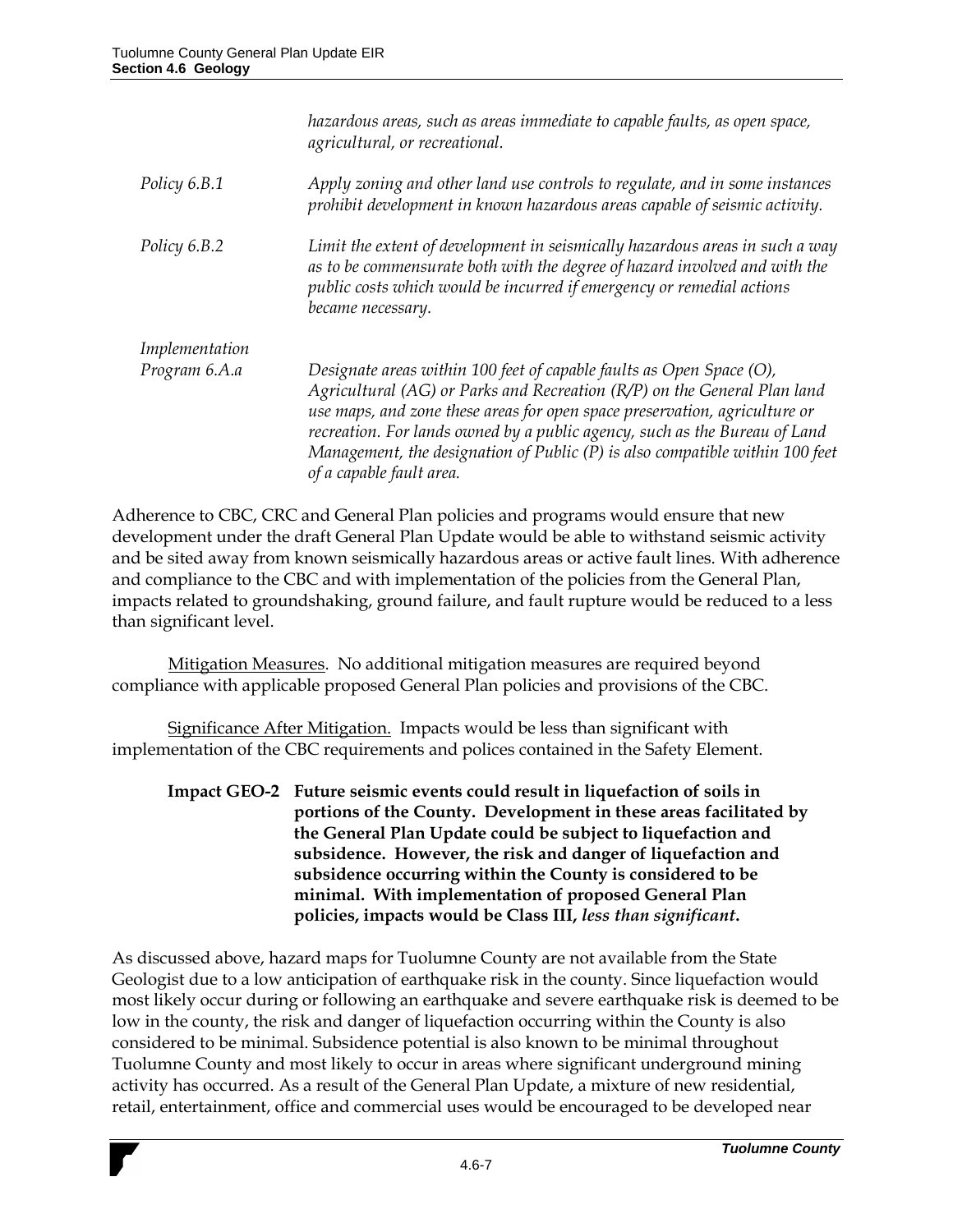*hazardous areas, such as areas immediate to capable faults, as open space, agricultural, or recreational.*

*Policy 6.B.1* *Apply zoning and other land use controls to regulate, and in some instances prohibit development in known hazardous areas capable of seismic activity.*

*Policy 6.B.2* *Limit the extent of development in seismically hazardous areas in such a way as to be commensurate both with the degree of hazard involved and with the public costs which would be incurred if emergency or remedial actions became necessary.*

*Implementation Program 6.A.a* *Designate areas within 100 feet of capable faults as Open Space (O), Agricultural (AG) or Parks and Recreation (R/P) on the General Plan land use maps, and zone these areas for open space preservation, agriculture or recreation. For lands owned by a public agency, such as the Bureau of Land Management, the designation of Public (P) is also compatible within 100 feet of a capable fault area.*

Adherence to CBC, CRC and General Plan policies and programs would ensure that new development under the draft General Plan Update would be able to withstand seismic activity and be sited away from known seismically hazardous areas or active fault lines. With adherence and compliance to the CBC and with implementation of the policies from the General Plan, impacts related to groundshaking, ground failure, and fault rupture would be reduced to a less than significant level.

<u>Mitigation Measures</u>. No additional mitigation measures are required beyond compliance with applicable proposed General Plan policies and provisions of the CBC.

<u>Significance After Mitigation.</u> Impacts would be less than significant with implementation of the CBC requirements and polices contained in the Safety Element.

**Impact GEO-2 Future seismic events could result in liquefaction of soils in portions of the County. Development in these areas facilitated by the General Plan Update could be subject to liquefaction and subsidence. However, the risk and danger of liquefaction and subsidence occurring within the County is considered to be minimal. With implementation of proposed General Plan policies, impacts would be Class III, *less than significant*.**

As discussed above, hazard maps for Tuolumne County are not available from the State Geologist due to a low anticipation of earthquake risk in the county. Since liquefaction would most likely occur during or following an earthquake and severe earthquake risk is deemed to be low in the county, the risk and danger of liquefaction occurring within the County is also considered to be minimal. Subsidence potential is also known to be minimal throughout Tuolumne County and most likely to occur in areas where significant underground mining activity has occurred. As a result of the General Plan Update, a mixture of new residential, retail, entertainment, office and commercial uses would be encouraged to be developed near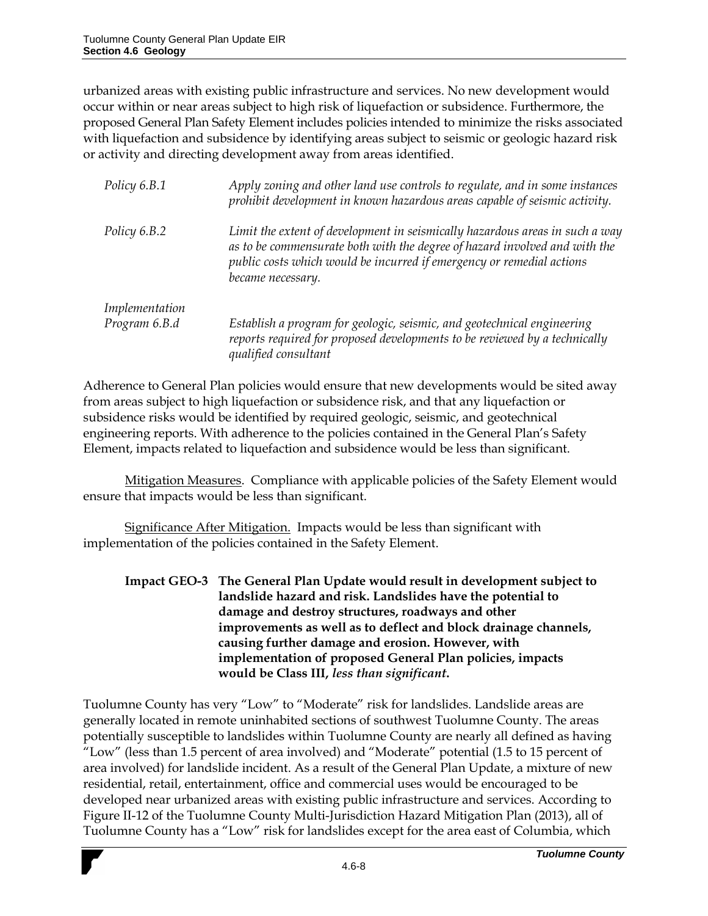urbanized areas with existing public infrastructure and services. No new development would occur within or near areas subject to high risk of liquefaction or subsidence. Furthermore, the proposed General Plan Safety Element includes policies intended to minimize the risks associated with liquefaction and subsidence by identifying areas subject to seismic or geologic hazard risk or activity and directing development away from areas identified.

| | |
|---|---|
| *Policy 6.B.1* | *Apply zoning and other land use controls to regulate, and in some instances prohibit development in known hazardous areas capable of seismic activity.* |
| *Policy 6.B.2* | *Limit the extent of development in seismically hazardous areas in such a way as to be commensurate both with the degree of hazard involved and with the public costs which would be incurred if emergency or remedial actions became necessary.* |
| *Implementation Program 6.B.d* | *Establish a program for geologic, seismic, and geotechnical engineering reports required for proposed developments to be reviewed by a technically qualified consultant* |

Adherence to General Plan policies would ensure that new developments would be sited away from areas subject to high liquefaction or subsidence risk, and that any liquefaction or subsidence risks would be identified by required geologic, seismic, and geotechnical engineering reports. With adherence to the policies contained in the General Plan's Safety Element, impacts related to liquefaction and subsidence would be less than significant.

Mitigation Measures. Compliance with applicable policies of the Safety Element would ensure that impacts would be less than significant.

Significance After Mitigation. Impacts would be less than significant with implementation of the policies contained in the Safety Element.

**Impact GEO-3 The General Plan Update would result in development subject to landslide hazard and risk. Landslides have the potential to damage and destroy structures, roadways and other improvements as well as to deflect and block drainage channels, causing further damage and erosion. However, with implementation of proposed General Plan policies, impacts would be Class III, *less than significant*.**

Tuolumne County has very "Low" to "Moderate" risk for landslides. Landslide areas are generally located in remote uninhabited sections of southwest Tuolumne County. The areas potentially susceptible to landslides within Tuolumne County are nearly all defined as having "Low" (less than 1.5 percent of area involved) and "Moderate" potential (1.5 to 15 percent of area involved) for landslide incident. As a result of the General Plan Update, a mixture of new residential, retail, entertainment, office and commercial uses would be encouraged to be developed near urbanized areas with existing public infrastructure and services. According to Figure II-12 of the Tuolumne County Multi-Jurisdiction Hazard Mitigation Plan (2013), all of Tuolumne County has a "Low" risk for landslides except for the area east of Columbia, which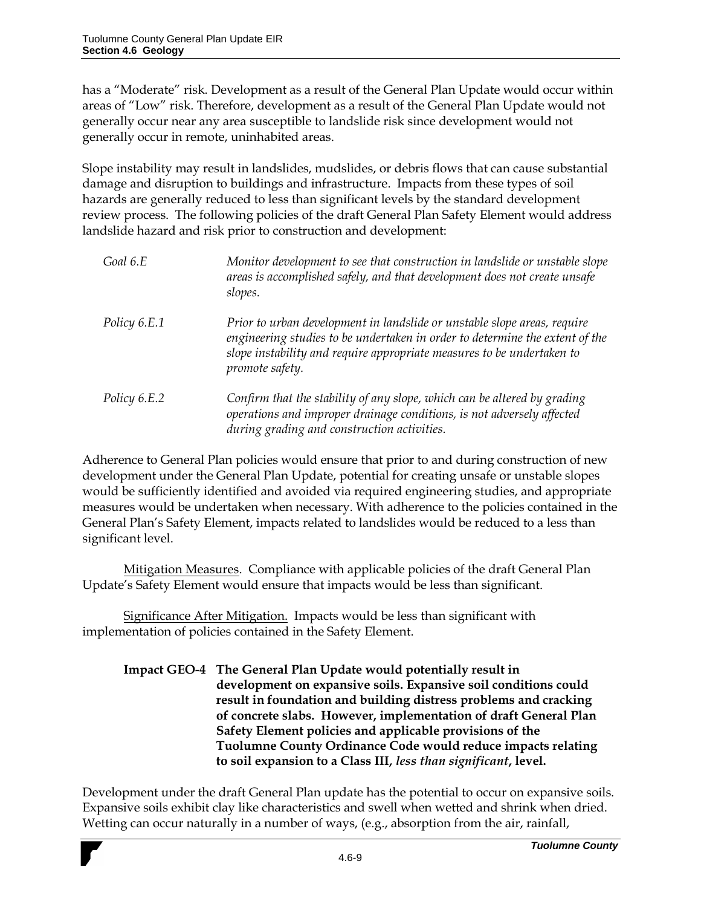has a "Moderate" risk. Development as a result of the General Plan Update would occur within areas of "Low" risk. Therefore, development as a result of the General Plan Update would not generally occur near any area susceptible to landslide risk since development would not generally occur in remote, uninhabited areas.

Slope instability may result in landslides, mudslides, or debris flows that can cause substantial damage and disruption to buildings and infrastructure. Impacts from these types of soil hazards are generally reduced to less than significant levels by the standard development review process. The following policies of the draft General Plan Safety Element would address landslide hazard and risk prior to construction and development:

| | |
|---|---|
| *Goal 6.E* | *Monitor development to see that construction in landslide or unstable slope areas is accomplished safely, and that development does not create unsafe slopes.* |
| *Policy 6.E.1* | *Prior to urban development in landslide or unstable slope areas, require engineering studies to be undertaken in order to determine the extent of the slope instability and require appropriate measures to be undertaken to promote safety.* |
| *Policy 6.E.2* | *Confirm that the stability of any slope, which can be altered by grading operations and improper drainage conditions, is not adversely affected during grading and construction activities.* |

Adherence to General Plan policies would ensure that prior to and during construction of new development under the General Plan Update, potential for creating unsafe or unstable slopes would be sufficiently identified and avoided via required engineering studies, and appropriate measures would be undertaken when necessary. With adherence to the policies contained in the General Plan's Safety Element, impacts related to landslides would be reduced to a less than significant level.

Mitigation Measures. Compliance with applicable policies of the draft General Plan Update's Safety Element would ensure that impacts would be less than significant.

Significance After Mitigation. Impacts would be less than significant with implementation of policies contained in the Safety Element.

**Impact GEO-4 The General Plan Update would potentially result in development on expansive soils. Expansive soil conditions could result in foundation and building distress problems and cracking of concrete slabs. However, implementation of draft General Plan Safety Element policies and applicable provisions of the Tuolumne County Ordinance Code would reduce impacts relating to soil expansion to a Class III, *less than significant*, level.**

Development under the draft General Plan update has the potential to occur on expansive soils. Expansive soils exhibit clay like characteristics and swell when wetted and shrink when dried. Wetting can occur naturally in a number of ways, (e.g., absorption from the air, rainfall,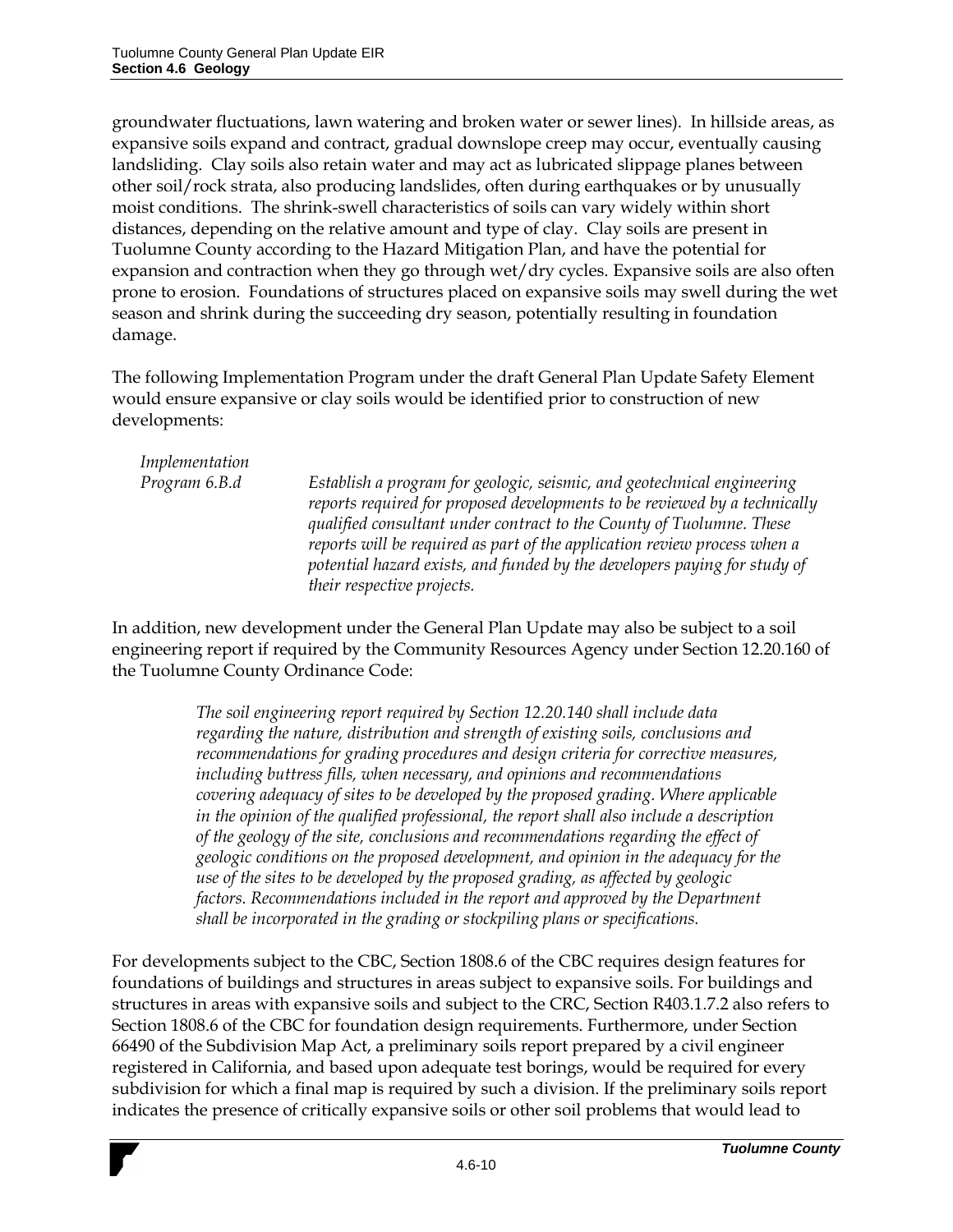groundwater fluctuations, lawn watering and broken water or sewer lines). In hillside areas, as expansive soils expand and contract, gradual downslope creep may occur, eventually causing landsliding. Clay soils also retain water and may act as lubricated slippage planes between other soil/rock strata, also producing landslides, often during earthquakes or by unusually moist conditions. The shrink-swell characteristics of soils can vary widely within short distances, depending on the relative amount and type of clay. Clay soils are present in Tuolumne County according to the Hazard Mitigation Plan, and have the potential for expansion and contraction when they go through wet/dry cycles. Expansive soils are also often prone to erosion. Foundations of structures placed on expansive soils may swell during the wet season and shrink during the succeeding dry season, potentially resulting in foundation damage.

The following Implementation Program under the draft General Plan Update Safety Element would ensure expansive or clay soils would be identified prior to construction of new developments:

*Implementation Program 6.B.d* — *Establish a program for geologic, seismic, and geotechnical engineering reports required for proposed developments to be reviewed by a technically qualified consultant under contract to the County of Tuolumne. These reports will be required as part of the application review process when a potential hazard exists, and funded by the developers paying for study of their respective projects.*

In addition, new development under the General Plan Update may also be subject to a soil engineering report if required by the Community Resources Agency under Section 12.20.160 of the Tuolumne County Ordinance Code:

> *The soil engineering report required by Section 12.20.140 shall include data regarding the nature, distribution and strength of existing soils, conclusions and recommendations for grading procedures and design criteria for corrective measures, including buttress fills, when necessary, and opinions and recommendations covering adequacy of sites to be developed by the proposed grading. Where applicable in the opinion of the qualified professional, the report shall also include a description of the geology of the site, conclusions and recommendations regarding the effect of geologic conditions on the proposed development, and opinion in the adequacy for the use of the sites to be developed by the proposed grading, as affected by geologic factors. Recommendations included in the report and approved by the Department shall be incorporated in the grading or stockpiling plans or specifications.*

For developments subject to the CBC, Section 1808.6 of the CBC requires design features for foundations of buildings and structures in areas subject to expansive soils. For buildings and structures in areas with expansive soils and subject to the CRC, Section R403.1.7.2 also refers to Section 1808.6 of the CBC for foundation design requirements. Furthermore, under Section 66490 of the Subdivision Map Act, a preliminary soils report prepared by a civil engineer registered in California, and based upon adequate test borings, would be required for every subdivision for which a final map is required by such a division. If the preliminary soils report indicates the presence of critically expansive soils or other soil problems that would lead to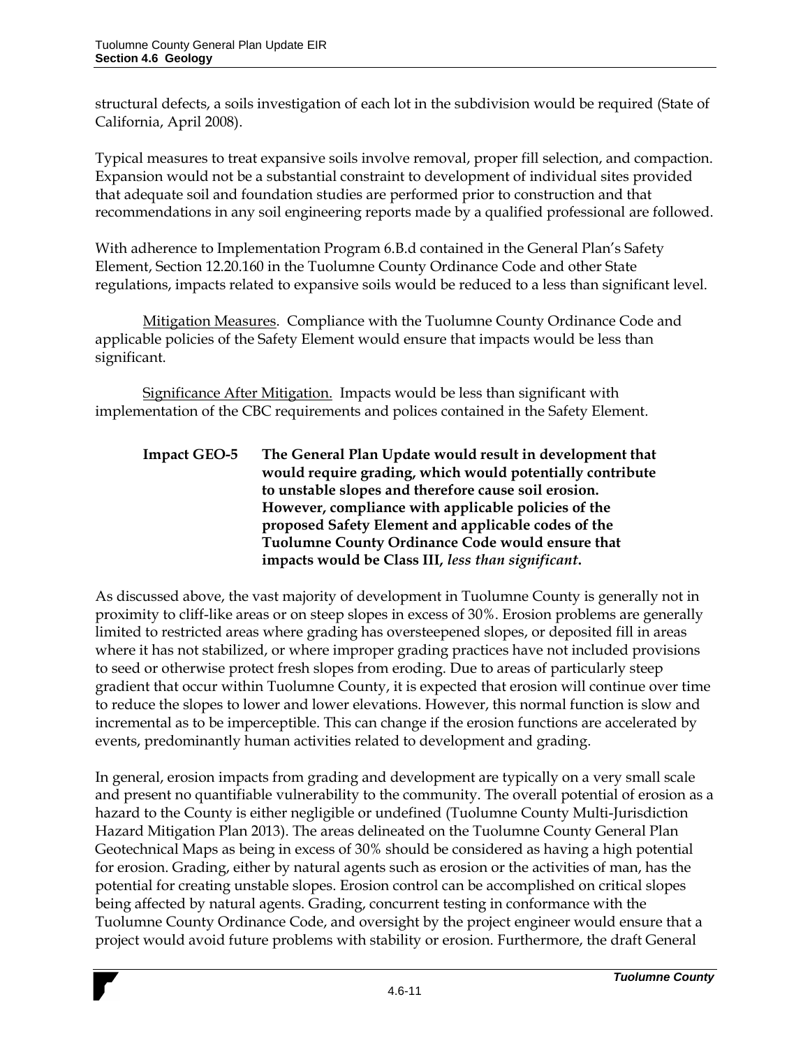structural defects, a soils investigation of each lot in the subdivision would be required (State of California, April 2008).

Typical measures to treat expansive soils involve removal, proper fill selection, and compaction. Expansion would not be a substantial constraint to development of individual sites provided that adequate soil and foundation studies are performed prior to construction and that recommendations in any soil engineering reports made by a qualified professional are followed.

With adherence to Implementation Program 6.B.d contained in the General Plan's Safety Element, Section 12.20.160 in the Tuolumne County Ordinance Code and other State regulations, impacts related to expansive soils would be reduced to a less than significant level.

Mitigation Measures. Compliance with the Tuolumne County Ordinance Code and applicable policies of the Safety Element would ensure that impacts would be less than significant.

Significance After Mitigation. Impacts would be less than significant with implementation of the CBC requirements and polices contained in the Safety Element.

**Impact GEO-5 The General Plan Update would result in development that would require grading, which would potentially contribute to unstable slopes and therefore cause soil erosion. However, compliance with applicable policies of the proposed Safety Element and applicable codes of the Tuolumne County Ordinance Code would ensure that impacts would be Class III, *less than significant*.**

As discussed above, the vast majority of development in Tuolumne County is generally not in proximity to cliff-like areas or on steep slopes in excess of 30%. Erosion problems are generally limited to restricted areas where grading has oversteepened slopes, or deposited fill in areas where it has not stabilized, or where improper grading practices have not included provisions to seed or otherwise protect fresh slopes from eroding. Due to areas of particularly steep gradient that occur within Tuolumne County, it is expected that erosion will continue over time to reduce the slopes to lower and lower elevations. However, this normal function is slow and incremental as to be imperceptible. This can change if the erosion functions are accelerated by events, predominantly human activities related to development and grading.

In general, erosion impacts from grading and development are typically on a very small scale and present no quantifiable vulnerability to the community. The overall potential of erosion as a hazard to the County is either negligible or undefined (Tuolumne County Multi-Jurisdiction Hazard Mitigation Plan 2013). The areas delineated on the Tuolumne County General Plan Geotechnical Maps as being in excess of 30% should be considered as having a high potential for erosion. Grading, either by natural agents such as erosion or the activities of man, has the potential for creating unstable slopes. Erosion control can be accomplished on critical slopes being affected by natural agents. Grading, concurrent testing in conformance with the Tuolumne County Ordinance Code, and oversight by the project engineer would ensure that a project would avoid future problems with stability or erosion. Furthermore, the draft General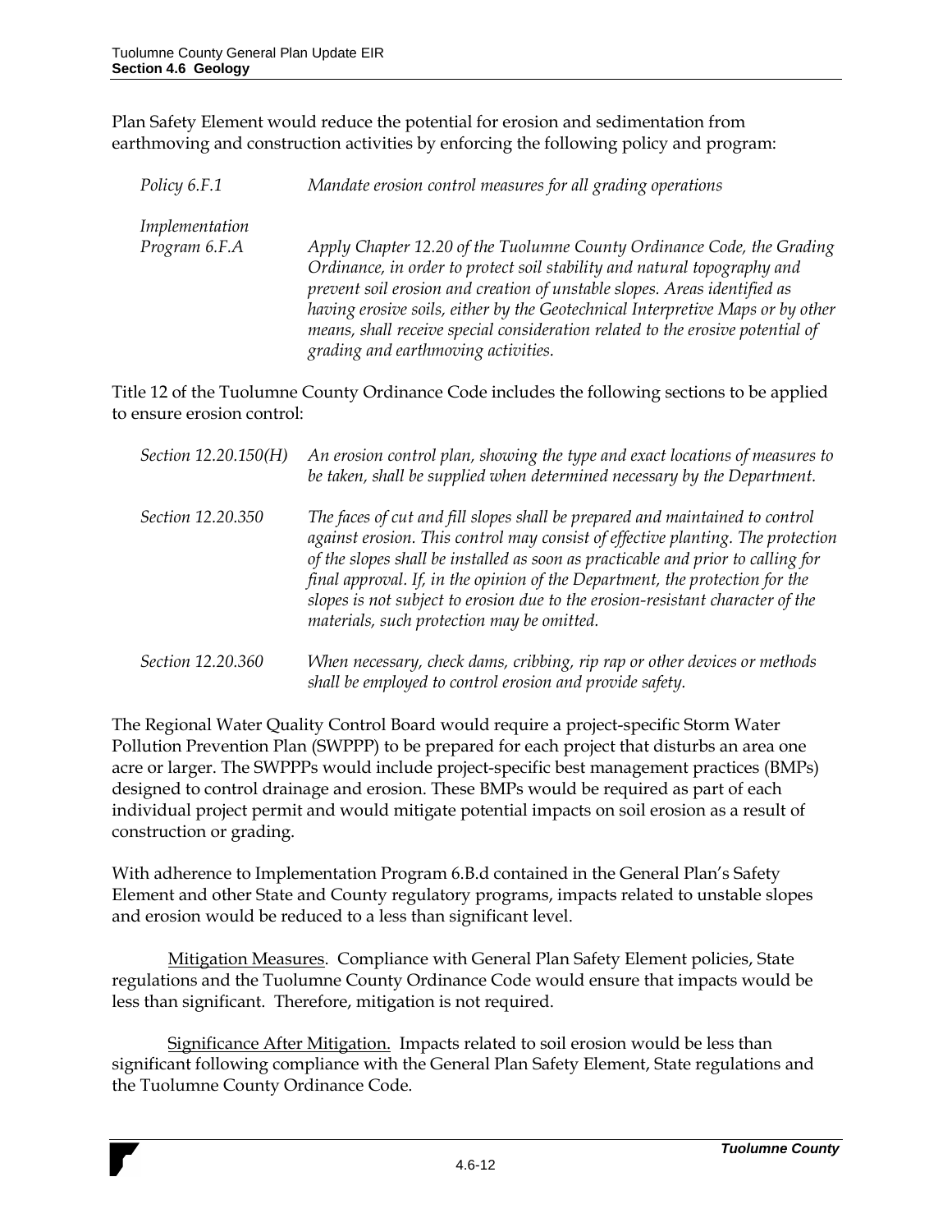Plan Safety Element would reduce the potential for erosion and sedimentation from earthmoving and construction activities by enforcing the following policy and program:

| | |
|---|---|
| *Policy 6.F.1* | *Mandate erosion control measures for all grading operations* |
| *Implementation Program 6.F.A* | *Apply Chapter 12.20 of the Tuolumne County Ordinance Code, the Grading Ordinance, in order to protect soil stability and natural topography and prevent soil erosion and creation of unstable slopes. Areas identified as having erosive soils, either by the Geotechnical Interpretive Maps or by other means, shall receive special consideration related to the erosive potential of grading and earthmoving activities.* |

Title 12 of the Tuolumne County Ordinance Code includes the following sections to be applied to ensure erosion control:

| | |
|---|---|
| *Section 12.20.150(H)* | *An erosion control plan, showing the type and exact locations of measures to be taken, shall be supplied when determined necessary by the Department.* |
| *Section 12.20.350* | *The faces of cut and fill slopes shall be prepared and maintained to control against erosion. This control may consist of effective planting. The protection of the slopes shall be installed as soon as practicable and prior to calling for final approval. If, in the opinion of the Department, the protection for the slopes is not subject to erosion due to the erosion-resistant character of the materials, such protection may be omitted.* |
| *Section 12.20.360* | *When necessary, check dams, cribbing, rip rap or other devices or methods shall be employed to control erosion and provide safety.* |

The Regional Water Quality Control Board would require a project-specific Storm Water Pollution Prevention Plan (SWPPP) to be prepared for each project that disturbs an area one acre or larger. The SWPPPs would include project-specific best management practices (BMPs) designed to control drainage and erosion. These BMPs would be required as part of each individual project permit and would mitigate potential impacts on soil erosion as a result of construction or grading.

With adherence to Implementation Program 6.B.d contained in the General Plan's Safety Element and other State and County regulatory programs, impacts related to unstable slopes and erosion would be reduced to a less than significant level.

Mitigation Measures. Compliance with General Plan Safety Element policies, State regulations and the Tuolumne County Ordinance Code would ensure that impacts would be less than significant. Therefore, mitigation is not required.

Significance After Mitigation. Impacts related to soil erosion would be less than significant following compliance with the General Plan Safety Element, State regulations and the Tuolumne County Ordinance Code.